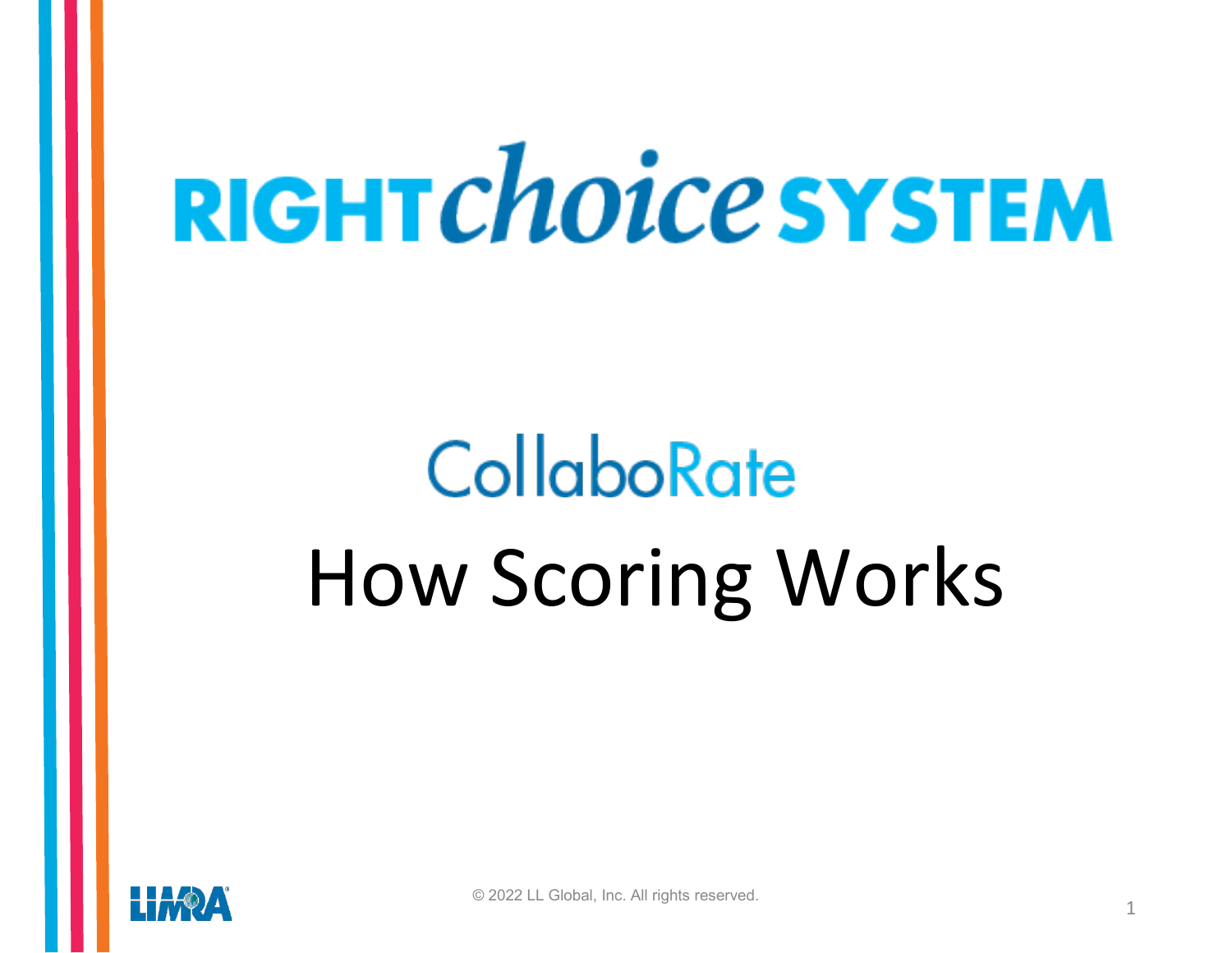# RIGHT*choice* SYSTEM

## CollaboRate

## How Scoring Works

LIMRA

© 2022 LL Global, Inc. All rights reserved.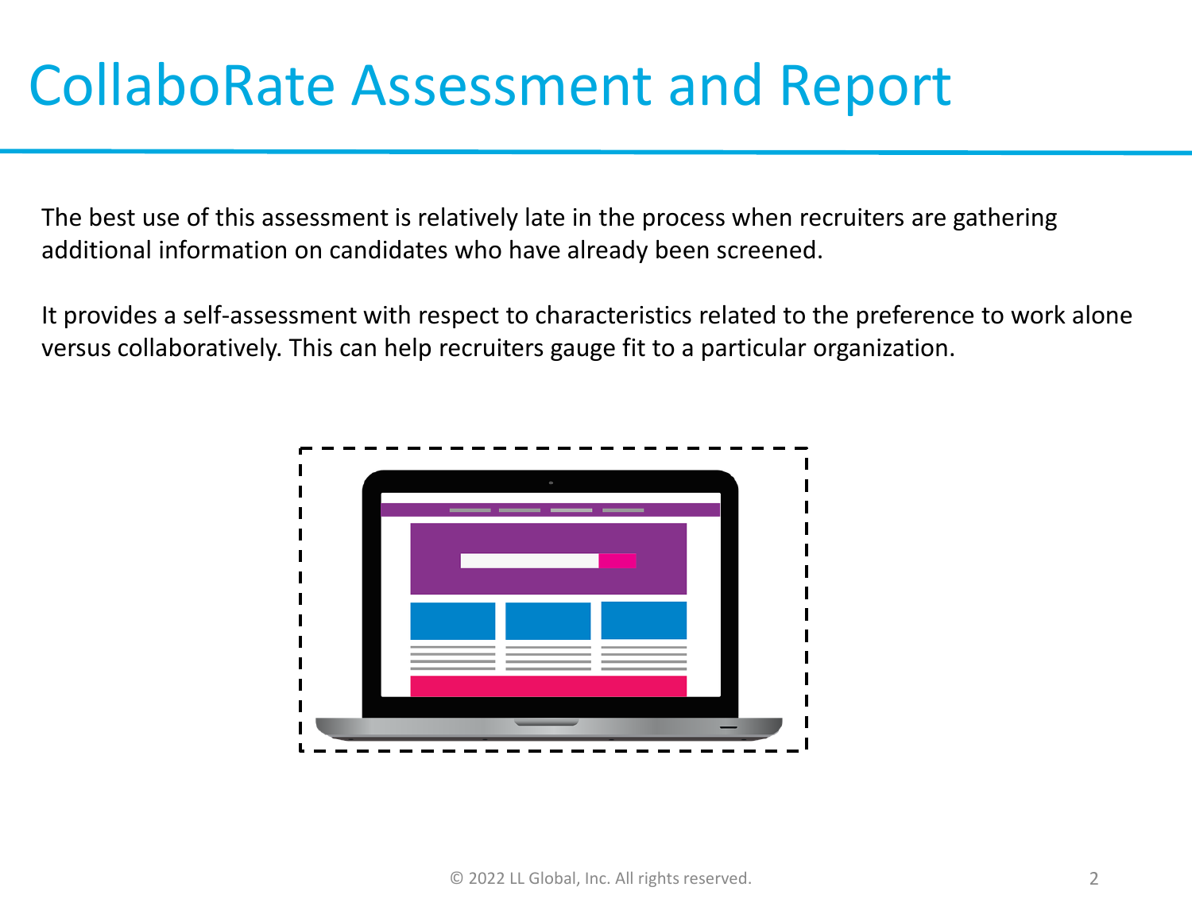# CollaboRate Assessment and Report

The best use of this assessment is relatively late in the process when recruiters are gathering additional information on candidates who have already been screened.

It provides a self-assessment with respect to characteristics related to the preference to work alone versus collaboratively. This can help recruiters gauge fit to a particular organization.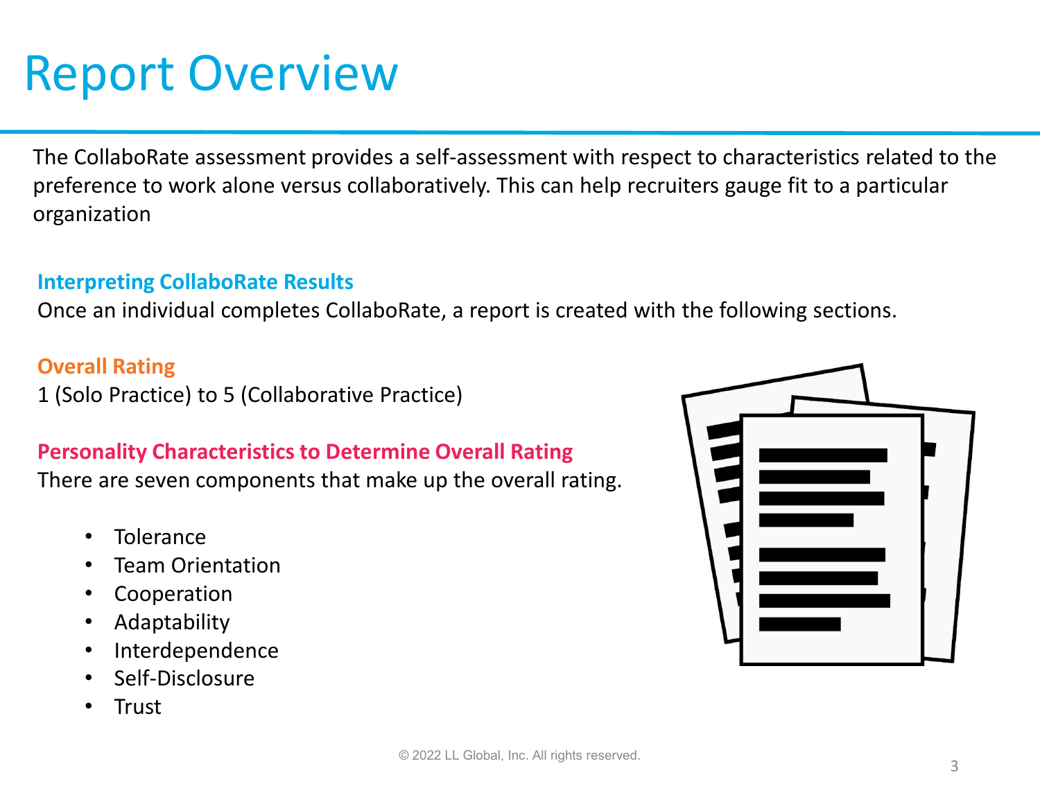# Report Overview

The CollaboRate assessment provides a self-assessment with respect to characteristics related to the preference to work alone versus collaboratively. This can help recruiters gauge fit to a particular organization

### Interpreting CollaboRate Results

Once an individual completes CollaboRate, a report is created with the following sections.

### Overall Rating

1 (Solo Practice) to 5 (Collaborative Practice)

### Personality Characteristics to Determine Overall Rating

There are seven components that make up the overall rating.

- Tolerance
- Team Orientation
- Cooperation
- Adaptability
- Interdependence
- Self-Disclosure
- Trust

© 2022 LL Global, Inc. All rights reserved.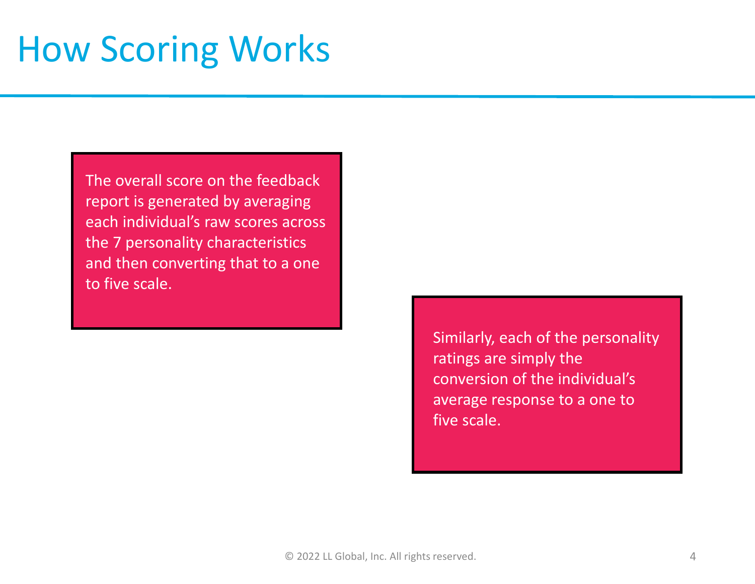# How Scoring Works

The overall score on the feedback report is generated by averaging each individual's raw scores across the 7 personality characteristics and then converting that to a one to five scale.

Similarly, each of the personality ratings are simply the conversion of the individual's average response to a one to five scale.

© 2022 LL Global, Inc. All rights reserved.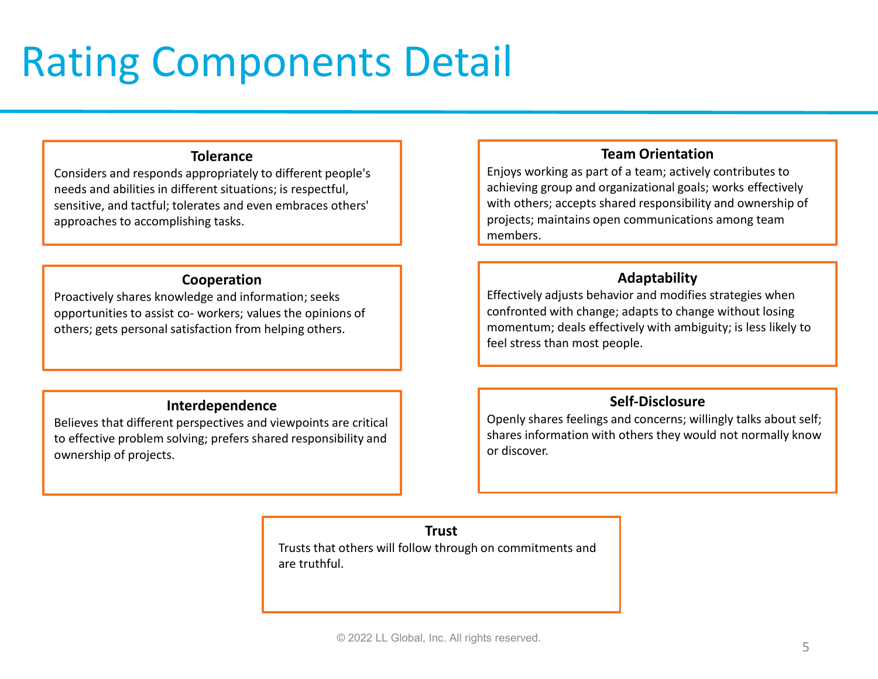# Rating Components Detail

### Tolerance

Considers and responds appropriately to different people's needs and abilities in different situations; is respectful, sensitive, and tactful; tolerates and even embraces others' approaches to accomplishing tasks.

### Cooperation

Proactively shares knowledge and information; seeks opportunities to assist co- workers; values the opinions of others; gets personal satisfaction from helping others.

### Interdependence

Believes that different perspectives and viewpoints are critical to effective problem solving; prefers shared responsibility and ownership of projects.

### Team Orientation

Enjoys working as part of a team; actively contributes to achieving group and organizational goals; works effectively with others; accepts shared responsibility and ownership of projects; maintains open communications among team members.

### Adaptability

Effectively adjusts behavior and modifies strategies when confronted with change; adapts to change without losing momentum; deals effectively with ambiguity; is less likely to feel stress than most people.

### Self-Disclosure

Openly shares feelings and concerns; willingly talks about self; shares information with others they would not normally know or discover.

### Trust

Trusts that others will follow through on commitments and are truthful.

© 2022 LL Global, Inc. All rights reserved.